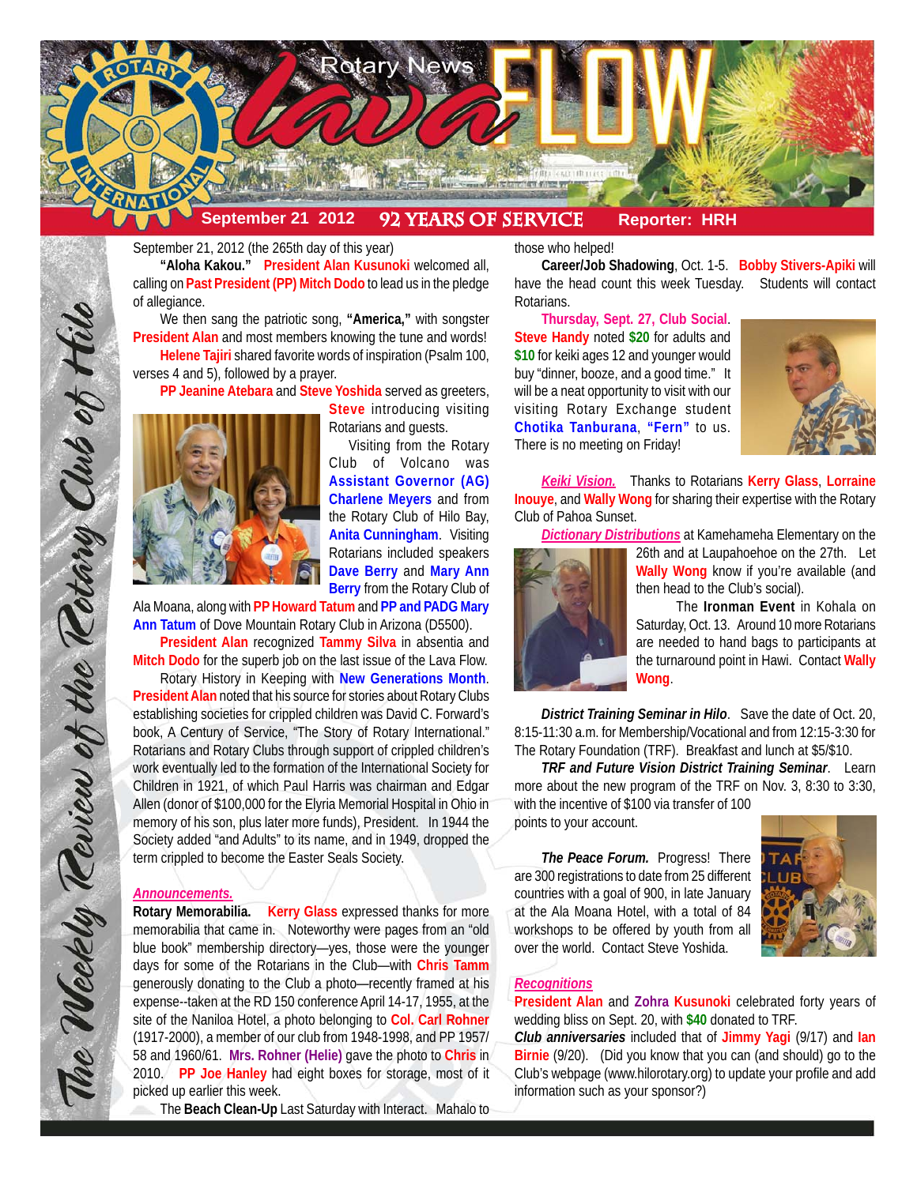# Rotary News Lava FLOW

**September 21 2012** | **92 YEARS OF SERVICE** | **Reporter: HRH**

*The Weekly Review of the Rotary Club of Hilo*

September 21, 2012 (the 265th day of this year)

**"Aloha Kakou."** **President Alan Kusunoki** welcomed all, calling on **Past President (PP) Mitch Dodo** to lead us in the pledge of allegiance.

We then sang the patriotic song, **"America,"** with songster **President Alan** and most members knowing the tune and words!

**Helene Tajiri** shared favorite words of inspiration (Psalm 100, verses 4 and 5), followed by a prayer.

**PP Jeanine Atebara** and **Steve Yoshida** served as greeters, **Steve** introducing visiting Rotarians and guests.

Visiting from the Rotary Club of Volcano was **Assistant Governor (AG) Charlene Meyers** and from the Rotary Club of Hilo Bay, **Anita Cunningham**. Visiting Rotarians included speakers **Dave Berry** and **Mary Ann Berry** from the Rotary Club of Ala Moana, along with **PP Howard Tatum** and **PP and PADG Mary Ann Tatum** of Dove Mountain Rotary Club in Arizona (D5500).

**President Alan** recognized **Tammy Silva** in absentia and **Mitch Dodo** for the superb job on the last issue of the Lava Flow.

Rotary History in Keeping with **New Generations Month**. **President Alan** noted that his source for stories about Rotary Clubs establishing societies for crippled children was David C. Forward's book, A Century of Service, "The Story of Rotary International." Rotarians and Rotary Clubs through support of crippled children's work eventually led to the formation of the International Society for Children in 1921, of which Paul Harris was chairman and Edgar Allen (donor of $100,000 for the Elyria Memorial Hospital in Ohio in memory of his son, plus later more funds), President. In 1944 the Society added "and Adults" to its name, and in 1949, dropped the term crippled to become the Easter Seals Society.

***Announcements.***

**Rotary Memorabilia.** **Kerry Glass** expressed thanks for more memorabilia that came in. Noteworthy were pages from an "old blue book" membership directory—yes, those were the younger days for some of the Rotarians in the Club—with **Chris Tamm** generously donating to the Club a photo—recently framed at his expense--taken at the RD 150 conference April 14-17, 1955, at the site of the Naniloa Hotel, a photo belonging to **Col. Carl Rohner** (1917-2000), a member of our club from 1948-1998, and PP 1957/58 and 1960/61. **Mrs. Rohner (Helie)** gave the photo to **Chris** in 2010. **PP Joe Hanley** had eight boxes for storage, most of it picked up earlier this week.

The **Beach Clean-Up** Last Saturday with Interact. Mahalo to those who helped!

**Career/Job Shadowing**, Oct. 1-5. **Bobby Stivers-Apiki** will have the head count this week Tuesday. Students will contact Rotarians.

**Thursday, Sept. 27, Club Social**. **Steve Handy** noted **$20** for adults and **$10** for keiki ages 12 and younger would buy "dinner, booze, and a good time." It will be a neat opportunity to visit with our visiting Rotary Exchange student **Chotika Tanburana**, **"Fern"** to us. There is no meeting on Friday!

***Keiki Vision.*** Thanks to Rotarians **Kerry Glass**, **Lorraine Inouye**, and **Wally Wong** for sharing their expertise with the Rotary Club of Pahoa Sunset.

***Dictionary Distributions*** at Kamehameha Elementary on the 26th and at Laupahoehoe on the 27th. Let **Wally Wong** know if you're available (and then head to the Club's social).

The **Ironman Event** in Kohala on Saturday, Oct. 13. Around 10 more Rotarians are needed to hand bags to participants at the turnaround point in Hawi. Contact **Wally Wong**.

***District Training Seminar in Hilo***. Save the date of Oct. 20, 8:15-11:30 a.m. for Membership/Vocational and from 12:15-3:30 for The Rotary Foundation (TRF). Breakfast and lunch at $5/$10.

***TRF and Future Vision District Training Seminar***. Learn more about the new program of the TRF on Nov. 3, 8:30 to 3:30, with the incentive of $100 via transfer of 100 points to your account.

***The Peace Forum.*** Progress! There are 300 registrations to date from 25 different countries with a goal of 900, in late January at the Ala Moana Hotel, with a total of 84 workshops to be offered by youth from all over the world. Contact Steve Yoshida.

***Recognitions***

**President Alan** and **Zohra Kusunoki** celebrated forty years of wedding bliss on Sept. 20, with **$40** donated to TRF.

***Club anniversaries*** included that of **Jimmy Yagi** (9/17) and **Ian Birnie** (9/20). (Did you know that you can (and should) go to the Club's webpage (www.hilorotary.org) to update your profile and add information such as your sponsor?)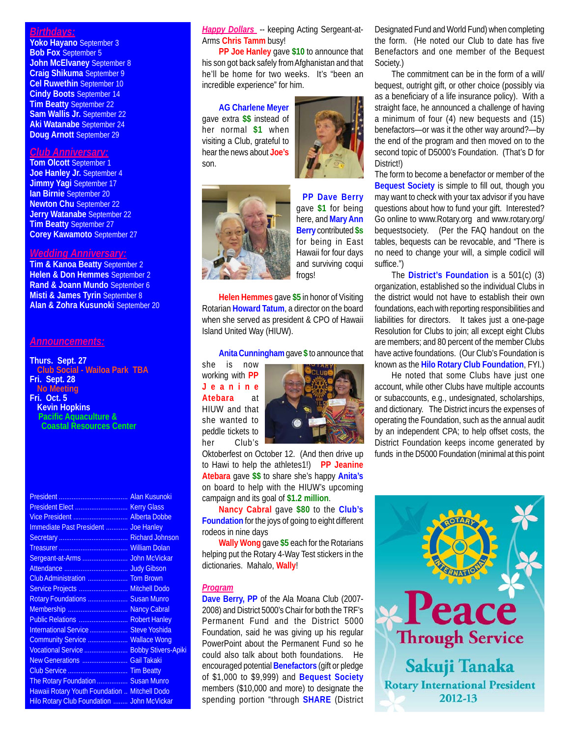## Birthdays:

**Yoko Hayano** September 3
**Bob Fox** September 5
**John McElvaney** September 8
**Craig Shikuma** September 9
**Cel Ruwethin** September 10
**Cindy Boots** September 14
**Tim Beatty** September 22
**Sam Wallis Jr.** September 22
**Aki Watanabe** September 24
**Doug Arnott** September 29

## Club Anniversary:

**Tom Olcott** September 1
**Joe Hanley Jr.** September 4
**Jimmy Yagi** September 17
**Ian Birnie** September 20
**Newton Chu** September 22
**Jerry Watanabe** September 22
**Tim Beatty** September 27
**Corey Kawamoto** September 27

## Wedding Anniversary:

**Tim & Kanoa Beatty** September 2
**Helen & Don Hemmes** September 2
**Rand & Joann Mundo** September 6
**Misti & James Tyrin** September 8
**Alan & Zohra Kusunoki** September 20

## Announcements:

**Thurs. Sept. 27**
**Club Social - Wailoa Park TBA**
**Fri. Sept. 28**
**No Meeting**
**Fri. Oct. 5**
**Kevin Hopkins**
**Pacific Aquaculture & Coastal Resources Center**

| | |
|---|---|
| President | Alan Kusunoki |
| President Elect | Kerry Glass |
| Vice President | Alberta Dobbe |
| Immediate Past President | Joe Hanley |
| Secretary | Richard Johnson |
| Treasurer | William Dolan |
| Sergeant-at-Arms | John McVickar |
| Attendance | Judy Gibson |
| Club Administration | Tom Brown |
| Service Projects | Mitchell Dodo |
| Rotary Foundations | Susan Munro |
| Membership | Nancy Cabral |
| Public Relations | Robert Hanley |
| International Service | Steve Yoshida |
| Community Service | Wallace Wong |
| Vocational Service | Bobby Stivers-Apiki |
| New Generations | Gail Takaki |
| Club Service | Tim Beatty |
| The Rotary Foundation | Susan Munro |
| Hawaii Rotary Youth Foundation | Mitchell Dodo |
| Hilo Rotary Club Foundation | John McVickar |

## Happy Dollars

-- keeping Acting Sergeant-at-Arms **Chris Tamm** busy!

**PP Joe Hanley** gave **$10** to announce that his son got back safely from Afghanistan and that he'll be home for two weeks. It's "been an incredible experience" for him.

**AG Charlene Meyer** gave extra **$$** instead of her normal **$1** when visiting a Club, grateful to hear the news about **Joe's** son.

**PP Dave Berry** gave **$1** for being here, and **Mary Ann Berry** contributed **$s** for being in East Hawaii for four days and surviving coqui frogs!

**Helen Hemmes** gave **$5** in honor of Visiting Rotarian **Howard Tatum**, a director on the board when she served as president & CPO of Hawaii Island United Way (HIUW).

**Anita Cunningham** gave **$** to announce that she is now working with **PP Jeanine Atebara** at HIUW and that she wanted to peddle tickets to her Club's Oktoberfest on October 12. (And then drive up to Hawi to help the athletes1!) **PP Jeanine Atebara** gave **$$** to share she's happy **Anita's** on board to help with the HIUW's upcoming campaign and its goal of **$1.2 million**.

**Nancy Cabral** gave **$80** to the **Club's Foundation** for the joys of going to eight different rodeos in nine days

**Wally Wong** gave **$5** each for the Rotarians helping put the Rotary 4-Way Test stickers in the dictionaries. Mahalo, **Wally**!

## Program

**Dave Berry, PP** of the Ala Moana Club (2007-2008) and District 5000's Chair for both the TRF's Permanent Fund and the District 5000 Foundation, said he was giving up his regular PowerPoint about the Permanent Fund so he could also talk about both foundations. He encouraged potential **Benefactors** (gift or pledge of $1,000 to $9,999) and **Bequest Society** members ($10,000 and more) to designate the spending portion "through **SHARE** (District Designated Fund and World Fund) when completing the form. (He noted our Club to date has five Benefactors and one member of the Bequest Society.)

The commitment can be in the form of a will/bequest, outright gift, or other choice (possibly via as a beneficiary of a life insurance policy). With a straight face, he announced a challenge of having a minimum of four (4) new bequests and (15) benefactors—or was it the other way around?—by the end of the program and then moved on to the second topic of D5000's Foundation. (That's D for District!)

The form to become a benefactor or member of the **Bequest Society** is simple to fill out, though you may want to check with your tax advisor if you have questions about how to fund your gift. Interested? Go online to www.Rotary.org and www.rotary.org/bequestsociety. (Per the FAQ handout on the tables, bequests can be revocable, and "There is no need to change your will, a simple codicil will suffice.")

The **District's Foundation** is a 501(c) (3) organization, established so the individual Clubs in the district would not have to establish their own foundations, each with reporting responsibilities and liabilities for directors. It takes just a one-page Resolution for Clubs to join; all except eight Clubs are members; and 80 percent of the member Clubs have active foundations. (Our Club's Foundation is known as the **Hilo Rotary Club Foundation**, FYI.)

He noted that some Clubs have just one account, while other Clubs have multiple accounts or subaccounts, e.g., undesignated, scholarships, and dictionary. The District incurs the expenses of operating the Foundation, such as the annual audit by an independent CPA; to help offset costs, the District Foundation keeps income generated by funds in the D5000 Foundation (minimal at this point

Peace Through Service
Sakuji Tanaka
Rotary International President
2012-13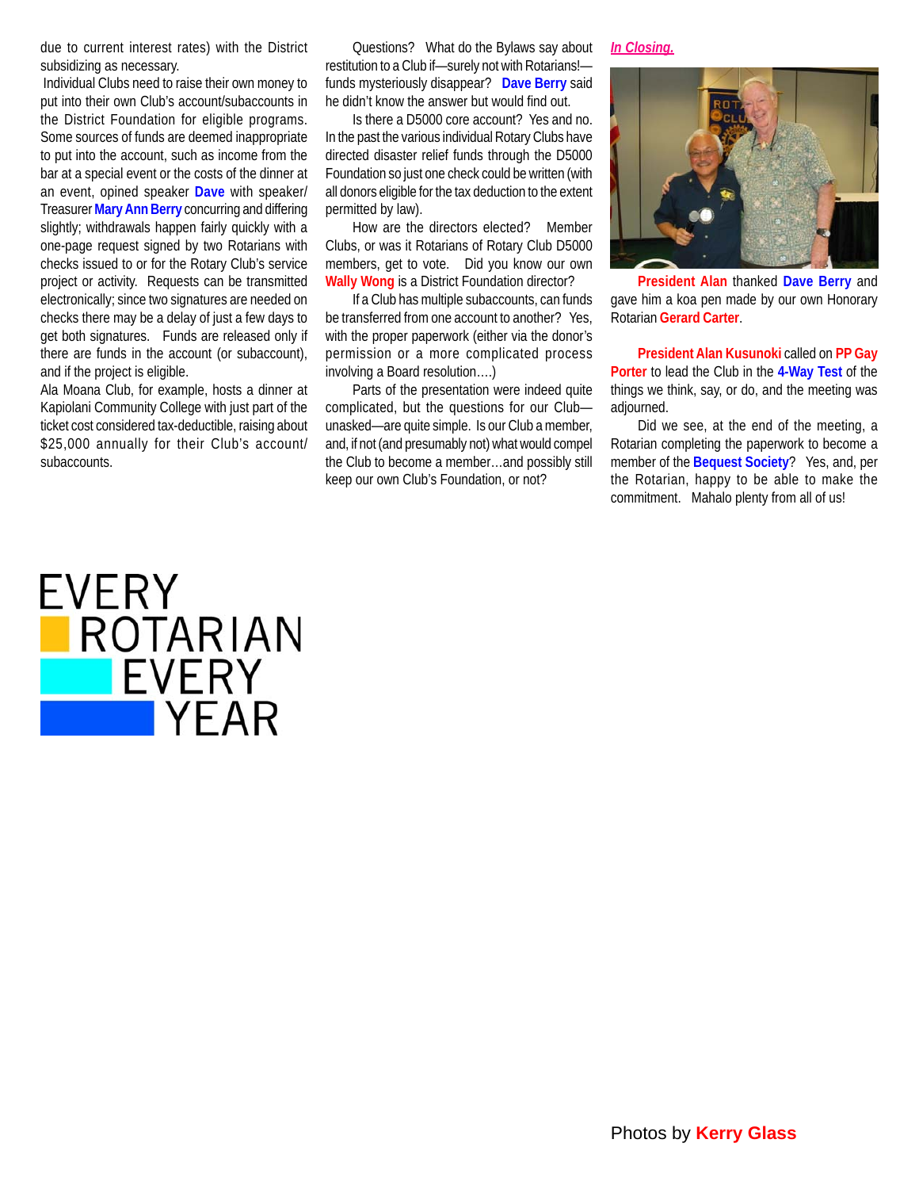due to current interest rates) with the District subsidizing as necessary.

Individual Clubs need to raise their own money to put into their own Club's account/subaccounts in the District Foundation for eligible programs. Some sources of funds are deemed inappropriate to put into the account, such as income from the bar at a special event or the costs of the dinner at an event, opined speaker **Dave** with speaker/ Treasurer **Mary Ann Berry** concurring and differing slightly; withdrawals happen fairly quickly with a one-page request signed by two Rotarians with checks issued to or for the Rotary Club's service project or activity. Requests can be transmitted electronically; since two signatures are needed on checks there may be a delay of just a few days to get both signatures. Funds are released only if there are funds in the account (or subaccount), and if the project is eligible.

Ala Moana Club, for example, hosts a dinner at Kapiolani Community College with just part of the ticket cost considered tax-deductible, raising about $25,000 annually for their Club's account/ subaccounts.

Questions? What do the Bylaws say about restitution to a Club if—surely not with Rotarians!—funds mysteriously disappear? **Dave Berry** said he didn't know the answer but would find out.

Is there a D5000 core account? Yes and no. In the past the various individual Rotary Clubs have directed disaster relief funds through the D5000 Foundation so just one check could be written (with all donors eligible for the tax deduction to the extent permitted by law).

How are the directors elected? Member Clubs, or was it Rotarians of Rotary Club D5000 members, get to vote. Did you know our own **Wally Wong** is a District Foundation director?

If a Club has multiple subaccounts, can funds be transferred from one account to another? Yes, with the proper paperwork (either via the donor's permission or a more complicated process involving a Board resolution….)

Parts of the presentation were indeed quite complicated, but the questions for our Club—unasked—are quite simple. Is our Club a member, and, if not (and presumably not) what would compel the Club to become a member…and possibly still keep our own Club's Foundation, or not?

***In Closing.***

**President Alan** thanked **Dave Berry** and gave him a koa pen made by our own Honorary Rotarian **Gerard Carter**.

**President Alan Kusunoki** called on **PP Gay Porter** to lead the Club in the **4-Way Test** of the things we think, say, or do, and the meeting was adjourned.

Did we see, at the end of the meeting, a Rotarian completing the paperwork to become a member of the **Bequest Society**? Yes, and, per the Rotarian, happy to be able to make the commitment. Mahalo plenty from all of us!

EVERY
ROTARIAN
EVERY
YEAR

Photos by **Kerry Glass**